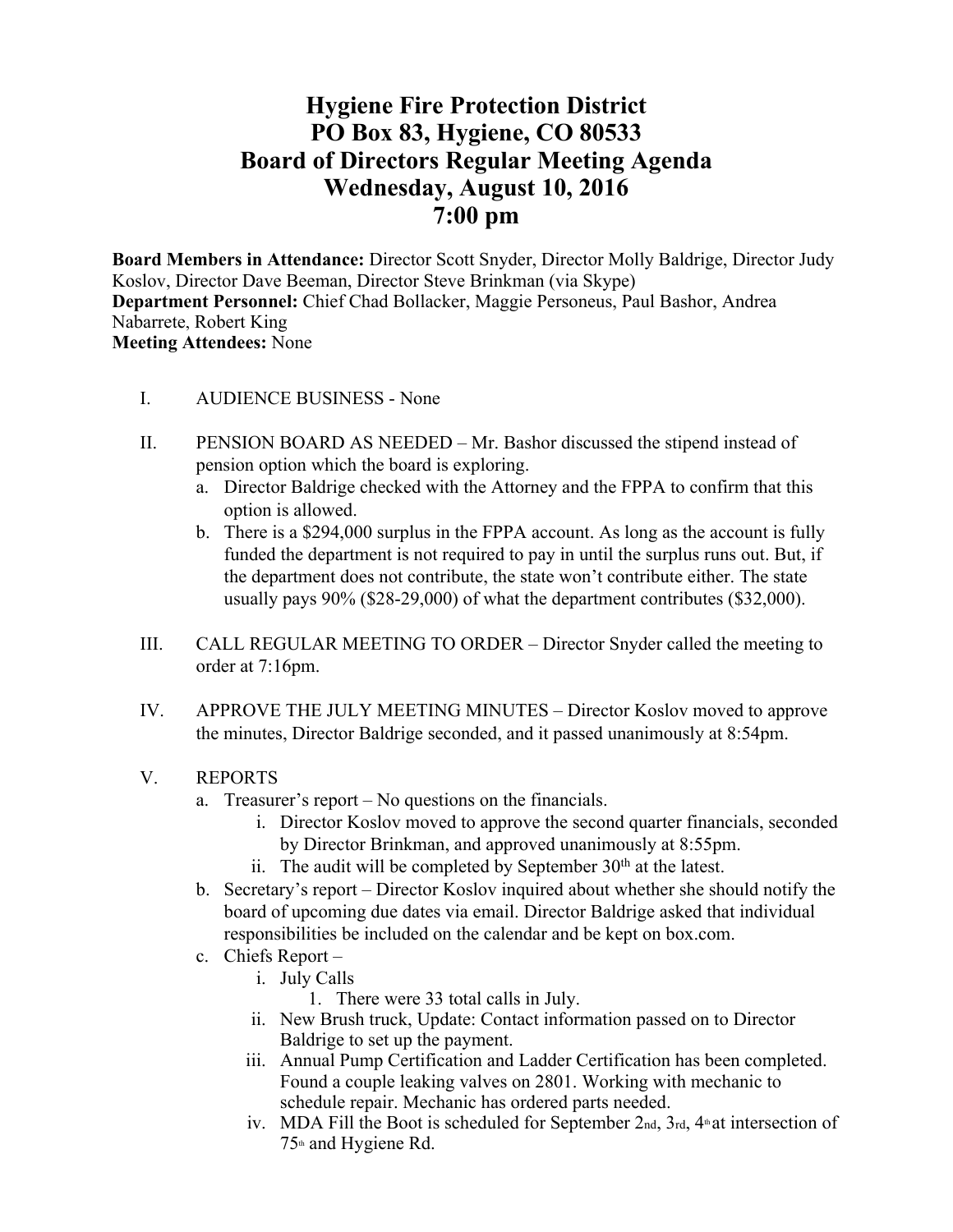# Hygiene Fire Protection District
# PO Box 83, Hygiene, CO 80533
# Board of Directors Regular Meeting Agenda
# Wednesday, August 10, 2016
# 7:00 pm

**Board Members in Attendance:** Director Scott Snyder, Director Molly Baldrige, Director Judy Koslov, Director Dave Beeman, Director Steve Brinkman (via Skype)
**Department Personnel:** Chief Chad Bollacker, Maggie Personeus, Paul Bashor, Andrea Nabarrete, Robert King
**Meeting Attendees:** None

I. AUDIENCE BUSINESS - None

II. PENSION BOARD AS NEEDED – Mr. Bashor discussed the stipend instead of pension option which the board is exploring.
   a. Director Baldrige checked with the Attorney and the FPPA to confirm that this option is allowed.
   b. There is a $294,000 surplus in the FPPA account. As long as the account is fully funded the department is not required to pay in until the surplus runs out. But, if the department does not contribute, the state won't contribute either. The state usually pays 90% ($28-29,000) of what the department contributes ($32,000).

III. CALL REGULAR MEETING TO ORDER – Director Snyder called the meeting to order at 7:16pm.

IV. APPROVE THE JULY MEETING MINUTES – Director Koslov moved to approve the minutes, Director Baldrige seconded, and it passed unanimously at 8:54pm.

V. REPORTS
   a. Treasurer's report – No questions on the financials.
      i. Director Koslov moved to approve the second quarter financials, seconded by Director Brinkman, and approved unanimously at 8:55pm.
      ii. The audit will be completed by September 30th at the latest.
   b. Secretary's report – Director Koslov inquired about whether she should notify the board of upcoming due dates via email. Director Baldrige asked that individual responsibilities be included on the calendar and be kept on box.com.
   c. Chiefs Report –
      i. July Calls
         1. There were 33 total calls in July.
      ii. New Brush truck, Update: Contact information passed on to Director Baldrige to set up the payment.
      iii. Annual Pump Certification and Ladder Certification has been completed. Found a couple leaking valves on 2801. Working with mechanic to schedule repair. Mechanic has ordered parts needed.
      iv. MDA Fill the Boot is scheduled for September 2nd, 3rd, 4th at intersection of 75th and Hygiene Rd.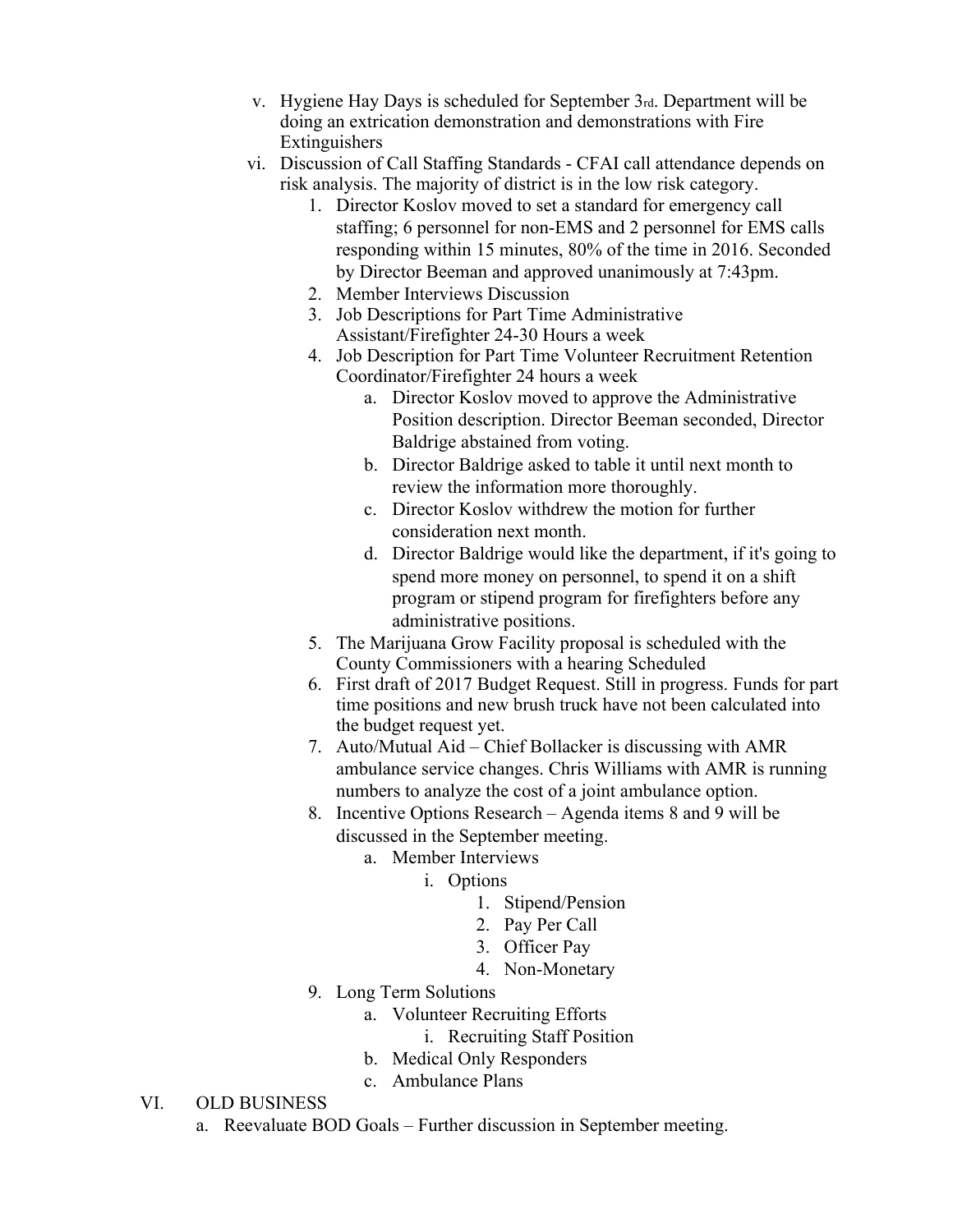v. Hygiene Hay Days is scheduled for September 3rd. Department will be doing an extrication demonstration and demonstrations with Fire Extinguishers

vi. Discussion of Call Staffing Standards - CFAI call attendance depends on risk analysis. The majority of district is in the low risk category.

1. Director Koslov moved to set a standard for emergency call staffing; 6 personnel for non-EMS and 2 personnel for EMS calls responding within 15 minutes, 80% of the time in 2016. Seconded by Director Beeman and approved unanimously at 7:43pm.
2. Member Interviews Discussion
3. Job Descriptions for Part Time Administrative Assistant/Firefighter 24-30 Hours a week
4. Job Description for Part Time Volunteer Recruitment Retention Coordinator/Firefighter 24 hours a week
    a. Director Koslov moved to approve the Administrative Position description. Director Beeman seconded, Director Baldrige abstained from voting.
    b. Director Baldrige asked to table it until next month to review the information more thoroughly.
    c. Director Koslov withdrew the motion for further consideration next month.
    d. Director Baldrige would like the department, if it's going to spend more money on personnel, to spend it on a shift program or stipend program for firefighters before any administrative positions.
5. The Marijuana Grow Facility proposal is scheduled with the County Commissioners with a hearing Scheduled
6. First draft of 2017 Budget Request. Still in progress. Funds for part time positions and new brush truck have not been calculated into the budget request yet.
7. Auto/Mutual Aid – Chief Bollacker is discussing with AMR ambulance service changes. Chris Williams with AMR is running numbers to analyze the cost of a joint ambulance option.
8. Incentive Options Research – Agenda items 8 and 9 will be discussed in the September meeting.
    a. Member Interviews
        i. Options
            1. Stipend/Pension
            2. Pay Per Call
            3. Officer Pay
            4. Non-Monetary
9. Long Term Solutions
    a. Volunteer Recruiting Efforts
        i. Recruiting Staff Position
    b. Medical Only Responders
    c. Ambulance Plans

VI. OLD BUSINESS

a. Reevaluate BOD Goals – Further discussion in September meeting.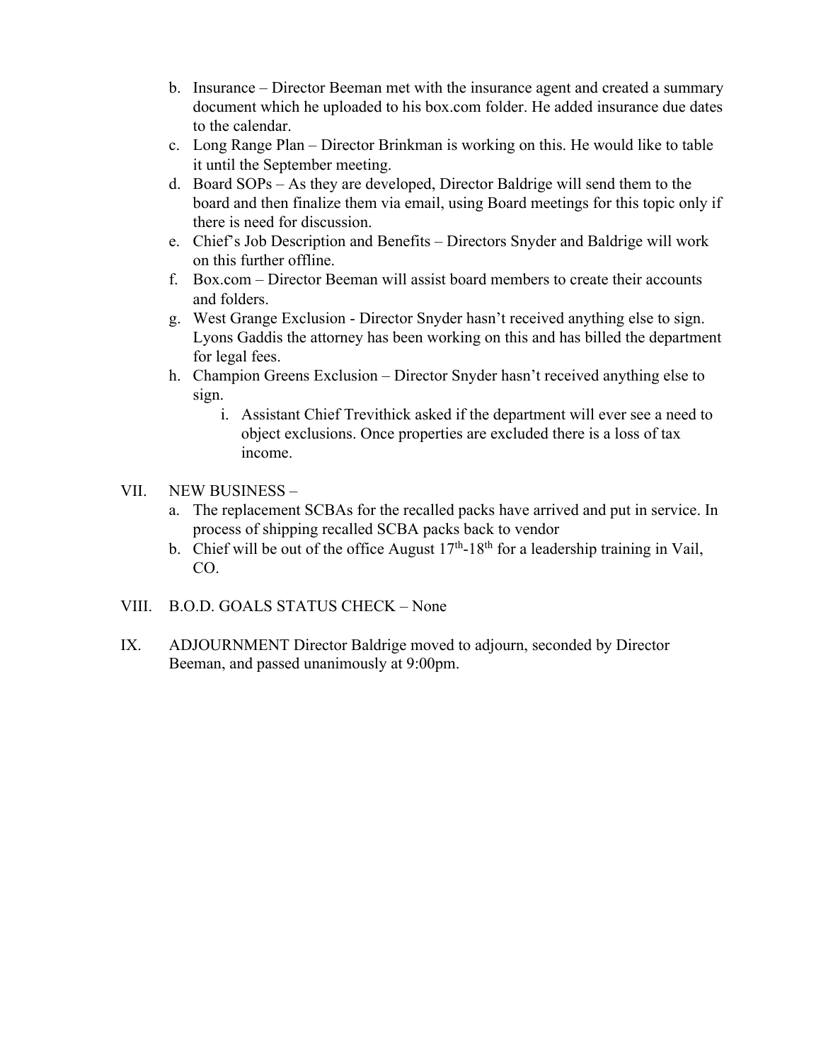b. Insurance – Director Beeman met with the insurance agent and created a summary document which he uploaded to his box.com folder. He added insurance due dates to the calendar.
c. Long Range Plan – Director Brinkman is working on this. He would like to table it until the September meeting.
d. Board SOPs – As they are developed, Director Baldrige will send them to the board and then finalize them via email, using Board meetings for this topic only if there is need for discussion.
e. Chief's Job Description and Benefits – Directors Snyder and Baldrige will work on this further offline.
f. Box.com – Director Beeman will assist board members to create their accounts and folders.
g. West Grange Exclusion - Director Snyder hasn't received anything else to sign. Lyons Gaddis the attorney has been working on this and has billed the department for legal fees.
h. Champion Greens Exclusion – Director Snyder hasn't received anything else to sign.
    i. Assistant Chief Trevithick asked if the department will ever see a need to object exclusions. Once properties are excluded there is a loss of tax income.

VII. NEW BUSINESS –

a. The replacement SCBAs for the recalled packs have arrived and put in service. In process of shipping recalled SCBA packs back to vendor
b. Chief will be out of the office August 17th-18th for a leadership training in Vail, CO.

VIII. B.O.D. GOALS STATUS CHECK – None

IX. ADJOURNMENT Director Baldrige moved to adjourn, seconded by Director Beeman, and passed unanimously at 9:00pm.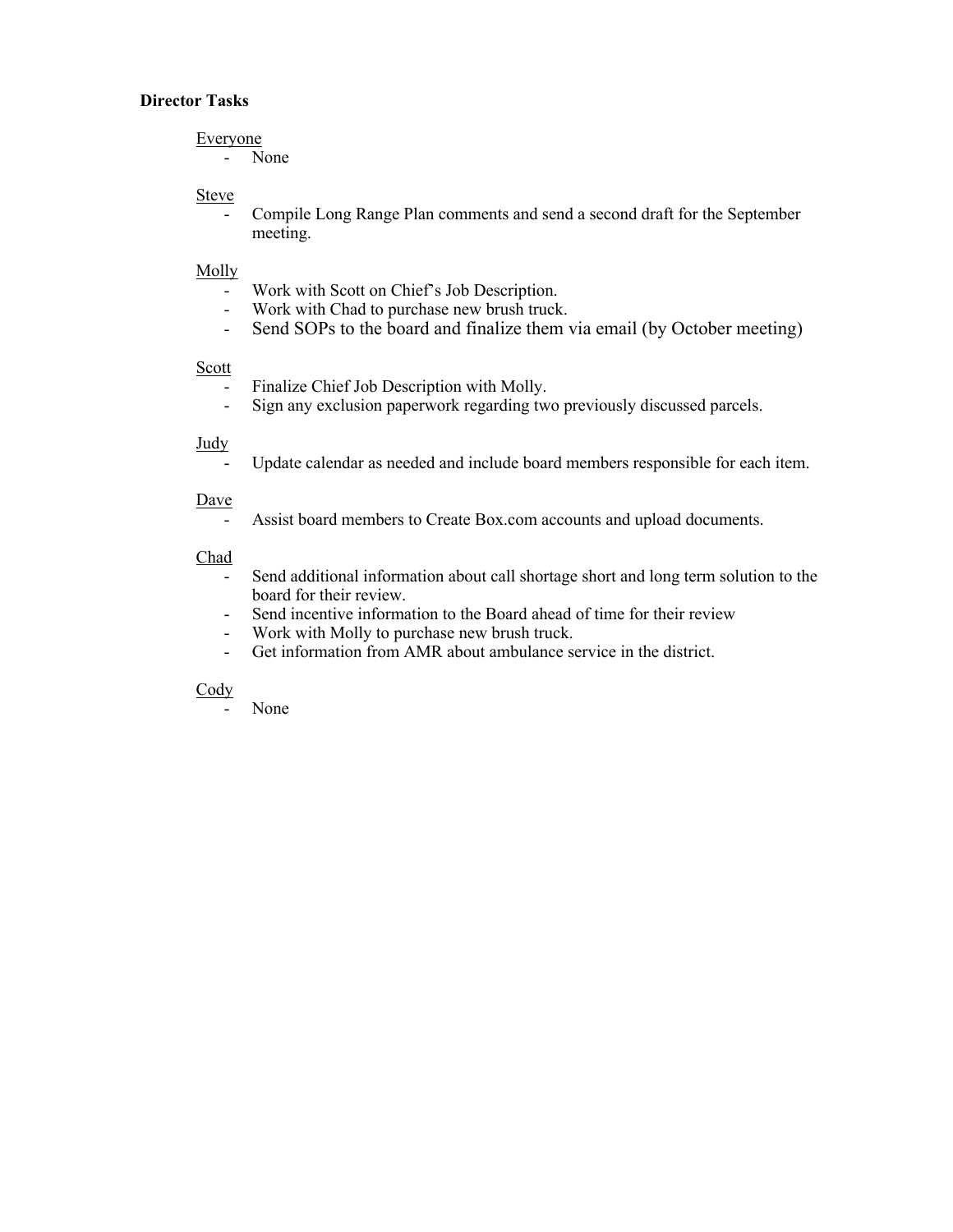**Director Tasks**

Everyone

- None

Steve

- Compile Long Range Plan comments and send a second draft for the September meeting.

Molly

- Work with Scott on Chief's Job Description.
- Work with Chad to purchase new brush truck.
- Send SOPs to the board and finalize them via email (by October meeting)

Scott

- Finalize Chief Job Description with Molly.
- Sign any exclusion paperwork regarding two previously discussed parcels.

Judy

- Update calendar as needed and include board members responsible for each item.

Dave

- Assist board members to Create Box.com accounts and upload documents.

Chad

- Send additional information about call shortage short and long term solution to the board for their review.
- Send incentive information to the Board ahead of time for their review
- Work with Molly to purchase new brush truck.
- Get information from AMR about ambulance service in the district.

Cody

- None